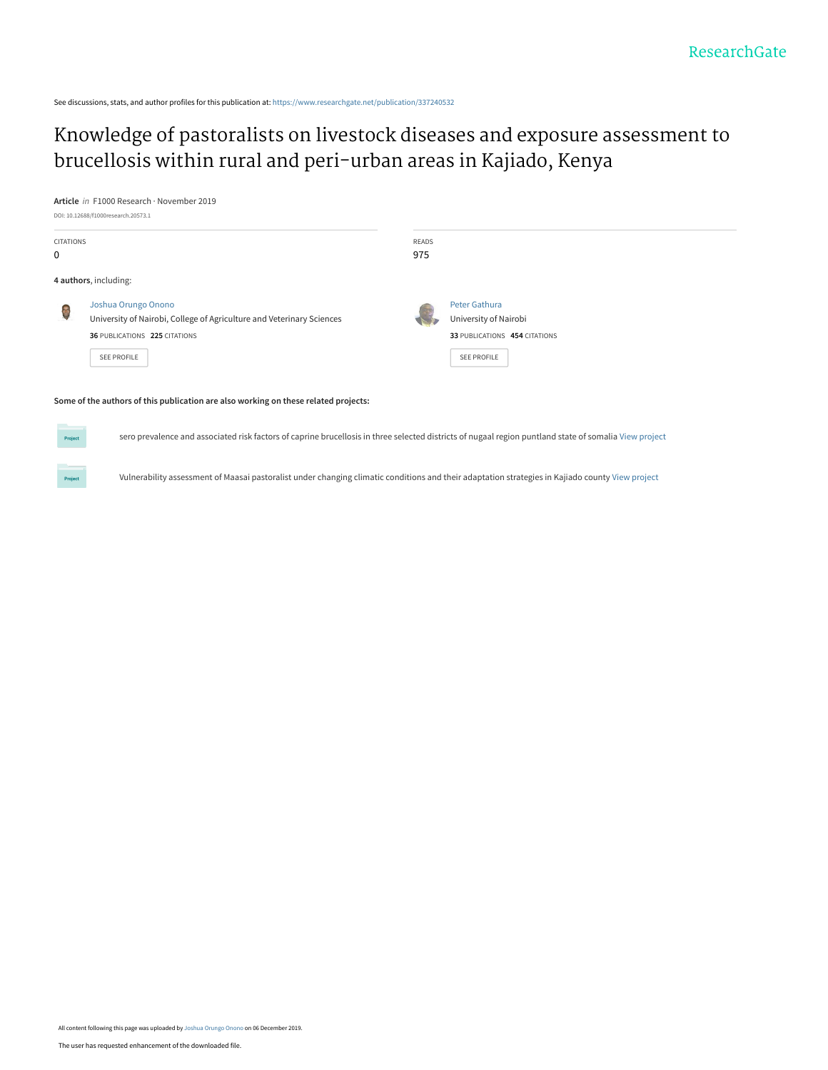See discussions, stats, and author profiles for this publication at: https://www.researchgate.net/publication/337240532

# Knowledge of pastoralists on livestock diseases and exposure assessment to brucellosis within rural and peri-urban areas in Kajiado, Kenya

**Article** *in* F1000 Research · November 2019

DOI: 10.12688/f1000research.20573.1

| CITATIONS | READS |
| --- | --- |
| 0 | 975 |

**4 authors**, including:

**Joshua Orungo Onono**
University of Nairobi, College of Agriculture and Veterinary Sciences
**36** PUBLICATIONS **225** CITATIONS
SEE PROFILE

**Peter Gathura**
University of Nairobi
**33** PUBLICATIONS **454** CITATIONS
SEE PROFILE

**Some of the authors of this publication are also working on these related projects:**

Project: sero prevalence and associated risk factors of caprine brucellosis in three selected districts of nugaal region puntland state of somalia View project

Project: Vulnerability assessment of Maasai pastoralist under changing climatic conditions and their adaptation strategies in Kajiado county View project

All content following this page was uploaded by Joshua Orungo Onono on 06 December 2019.

The user has requested enhancement of the downloaded file.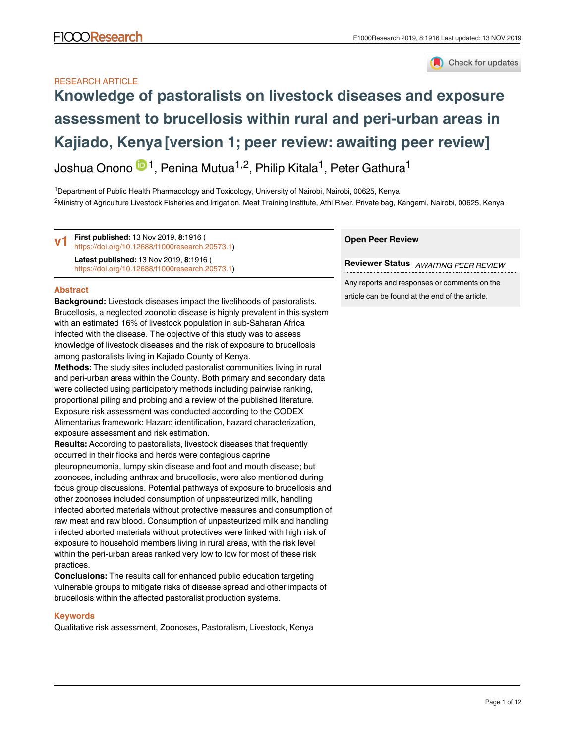RESEARCH ARTICLE

# Knowledge of pastoralists on livestock diseases and exposure assessment to brucellosis within rural and peri-urban areas in Kajiado, Kenya [version 1; peer review: awaiting peer review]

Joshua Onono[1], Penina Mutua[1,2], Philip Kitala[1], Peter Gathura[1]

[1]Department of Public Health Pharmacology and Toxicology, University of Nairobi, Nairobi, 00625, Kenya
[2]Ministry of Agriculture Livestock Fisheries and Irrigation, Meat Training Institute, Athi River, Private bag, Kangemi, Nairobi, 00625, Kenya

**v1** **First published:** 13 Nov 2019, **8**:1916 (https://doi.org/10.12688/f1000research.20573.1)
**Latest published:** 13 Nov 2019, **8**:1916 (https://doi.org/10.12688/f1000research.20573.1)

**Open Peer Review**

**Reviewer Status** *AWAITING PEER REVIEW*

Any reports and responses or comments on the article can be found at the end of the article.

## Abstract

**Background:** Livestock diseases impact the livelihoods of pastoralists. Brucellosis, a neglected zoonotic disease is highly prevalent in this system with an estimated 16% of livestock population in sub-Saharan Africa infected with the disease. The objective of this study was to assess knowledge of livestock diseases and the risk of exposure to brucellosis among pastoralists living in Kajiado County of Kenya.

**Methods:** The study sites included pastoralist communities living in rural and peri-urban areas within the County. Both primary and secondary data were collected using participatory methods including pairwise ranking, proportional piling and probing and a review of the published literature. Exposure risk assessment was conducted according to the CODEX Alimentarius framework: Hazard identification, hazard characterization, exposure assessment and risk estimation.

**Results:** According to pastoralists, livestock diseases that frequently occurred in their flocks and herds were contagious caprine pleuropneumonia, lumpy skin disease and foot and mouth disease; but zoonoses, including anthrax and brucellosis, were also mentioned during focus group discussions. Potential pathways of exposure to brucellosis and other zoonoses included consumption of unpasteurized milk, handling infected aborted materials without protective measures and consumption of raw meat and raw blood. Consumption of unpasteurized milk and handling infected aborted materials without protectives were linked with high risk of exposure to household members living in rural areas, with the risk level within the peri-urban areas ranked very low to low for most of these risk practices.

**Conclusions:** The results call for enhanced public education targeting vulnerable groups to mitigate risks of disease spread and other impacts of brucellosis within the affected pastoralist production systems.

## Keywords

Qualitative risk assessment, Zoonoses, Pastoralism, Livestock, Kenya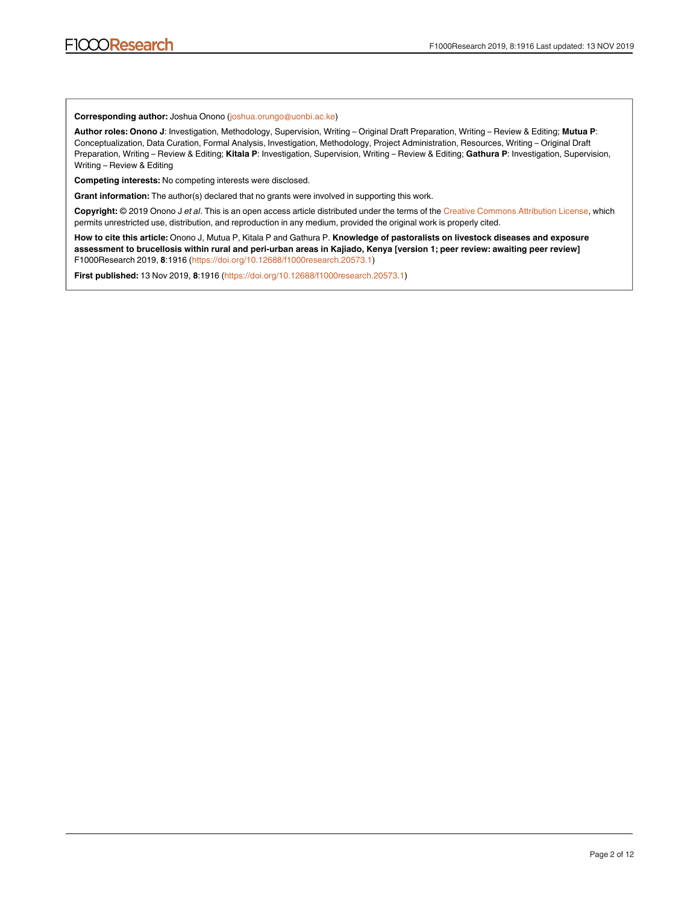**Corresponding author:** Joshua Onono (joshua.orungo@uonbi.ac.ke)

**Author roles: Onono J**: Investigation, Methodology, Supervision, Writing – Original Draft Preparation, Writing – Review & Editing; **Mutua P**: Conceptualization, Data Curation, Formal Analysis, Investigation, Methodology, Project Administration, Resources, Writing – Original Draft Preparation, Writing – Review & Editing; **Kitala P**: Investigation, Supervision, Writing – Review & Editing; **Gathura P**: Investigation, Supervision, Writing – Review & Editing

**Competing interests:** No competing interests were disclosed.

**Grant information:** The author(s) declared that no grants were involved in supporting this work.

**Copyright:** © 2019 Onono J *et al*. This is an open access article distributed under the terms of the Creative Commons Attribution License, which permits unrestricted use, distribution, and reproduction in any medium, provided the original work is properly cited.

**How to cite this article:** Onono J, Mutua P, Kitala P and Gathura P. **Knowledge of pastoralists on livestock diseases and exposure assessment to brucellosis within rural and peri-urban areas in Kajiado, Kenya [version 1; peer review: awaiting peer review]** F1000Research 2019, **8**:1916 (https://doi.org/10.12688/f1000research.20573.1)

**First published:** 13 Nov 2019, **8**:1916 (https://doi.org/10.12688/f1000research.20573.1)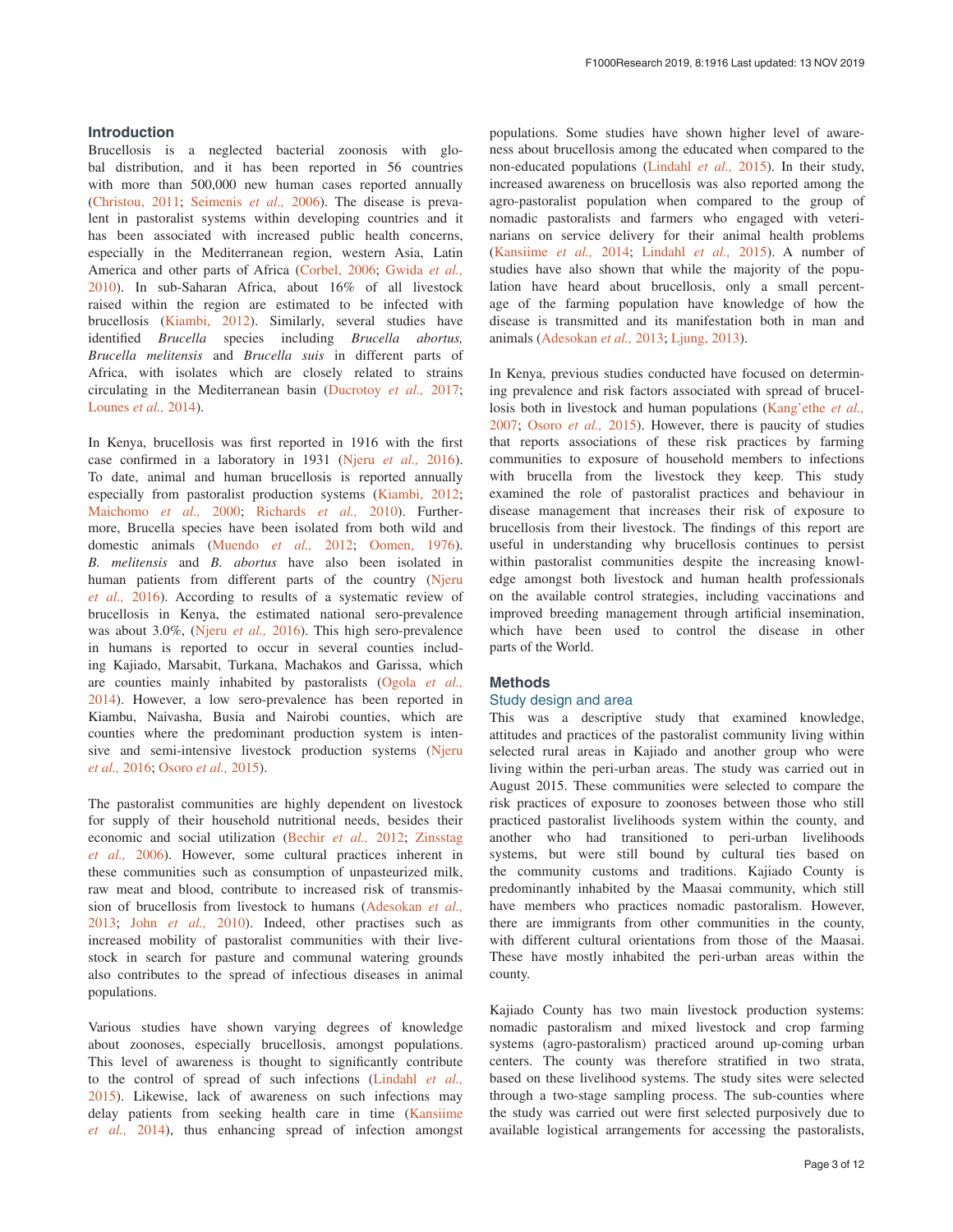## Introduction

Brucellosis is a neglected bacterial zoonosis with global distribution, and it has been reported in 56 countries with more than 500,000 new human cases reported annually (Christou, 2011; Seimenis *et al.,* 2006). The disease is prevalent in pastoralist systems within developing countries and it has been associated with increased public health concerns, especially in the Mediterranean region, western Asia, Latin America and other parts of Africa (Corbel, 2006; Gwida *et al.,* 2010). In sub-Saharan Africa, about 16% of all livestock raised within the region are estimated to be infected with brucellosis (Kiambi, 2012). Similarly, several studies have identified *Brucella* species including *Brucella abortus, Brucella melitensis* and *Brucella suis* in different parts of Africa, with isolates which are closely related to strains circulating in the Mediterranean basin (Ducrotoy *et al.,* 2017; Lounes *et al.,* 2014).

In Kenya, brucellosis was first reported in 1916 with the first case confirmed in a laboratory in 1931 (Njeru *et al.,* 2016). To date, animal and human brucellosis is reported annually especially from pastoralist production systems (Kiambi, 2012; Maichomo *et al.,* 2000; Richards *et al.,* 2010). Furthermore, Brucella species have been isolated from both wild and domestic animals (Muendo *et al.,* 2012; Oomen, 1976). *B. melitensis* and *B. abortus* have also been isolated in human patients from different parts of the country (Njeru *et al.,* 2016). According to results of a systematic review of brucellosis in Kenya, the estimated national sero-prevalence was about 3.0%, (Njeru *et al.,* 2016). This high sero-prevalence in humans is reported to occur in several counties including Kajiado, Marsabit, Turkana, Machakos and Garissa, which are counties mainly inhabited by pastoralists (Ogola *et al.,* 2014). However, a low sero-prevalence has been reported in Kiambu, Naivasha, Busia and Nairobi counties, which are counties where the predominant production system is intensive and semi-intensive livestock production systems (Njeru *et al.,* 2016; Osoro *et al.,* 2015).

The pastoralist communities are highly dependent on livestock for supply of their household nutritional needs, besides their economic and social utilization (Bechir *et al.,* 2012; Zinsstag *et al.,* 2006). However, some cultural practices inherent in these communities such as consumption of unpasteurized milk, raw meat and blood, contribute to increased risk of transmission of brucellosis from livestock to humans (Adesokan *et al.,* 2013; John *et al.,* 2010). Indeed, other practises such as increased mobility of pastoralist communities with their livestock in search for pasture and communal watering grounds also contributes to the spread of infectious diseases in animal populations.

Various studies have shown varying degrees of knowledge about zoonoses, especially brucellosis, amongst populations. This level of awareness is thought to significantly contribute to the control of spread of such infections (Lindahl *et al.,* 2015). Likewise, lack of awareness on such infections may delay patients from seeking health care in time (Kansiime *et al.,* 2014), thus enhancing spread of infection amongst populations. Some studies have shown higher level of awareness about brucellosis among the educated when compared to the non-educated populations (Lindahl *et al.,* 2015). In their study, increased awareness on brucellosis was also reported among the agro-pastoralist population when compared to the group of nomadic pastoralists and farmers who engaged with veterinarians on service delivery for their animal health problems (Kansiime *et al.,* 2014; Lindahl *et al.,* 2015). A number of studies have also shown that while the majority of the population have heard about brucellosis, only a small percentage of the farming population have knowledge of how the disease is transmitted and its manifestation both in man and animals (Adesokan *et al.,* 2013; Ljung, 2013).

In Kenya, previous studies conducted have focused on determining prevalence and risk factors associated with spread of brucellosis both in livestock and human populations (Kang'ethe *et al.,* 2007; Osoro *et al.,* 2015). However, there is paucity of studies that reports associations of these risk practices by farming communities to exposure of household members to infections with brucella from the livestock they keep. This study examined the role of pastoralist practices and behaviour in disease management that increases their risk of exposure to brucellosis from their livestock. The findings of this report are useful in understanding why brucellosis continues to persist within pastoralist communities despite the increasing knowledge amongst both livestock and human health professionals on the available control strategies, including vaccinations and improved breeding management through artificial insemination, which have been used to control the disease in other parts of the World.

## Methods

### Study design and area

This was a descriptive study that examined knowledge, attitudes and practices of the pastoralist community living within selected rural areas in Kajiado and another group who were living within the peri-urban areas. The study was carried out in August 2015. These communities were selected to compare the risk practices of exposure to zoonoses between those who still practiced pastoralist livelihoods system within the county, and another who had transitioned to peri-urban livelihoods systems, but were still bound by cultural ties based on the community customs and traditions. Kajiado County is predominantly inhabited by the Maasai community, which still have members who practices nomadic pastoralism. However, there are immigrants from other communities in the county, with different cultural orientations from those of the Maasai. These have mostly inhabited the peri-urban areas within the county.

Kajiado County has two main livestock production systems: nomadic pastoralism and mixed livestock and crop farming systems (agro-pastoralism) practiced around up-coming urban centers. The county was therefore stratified in two strata, based on these livelihood systems. The study sites were selected through a two-stage sampling process. The sub-counties where the study was carried out were first selected purposively due to available logistical arrangements for accessing the pastoralists,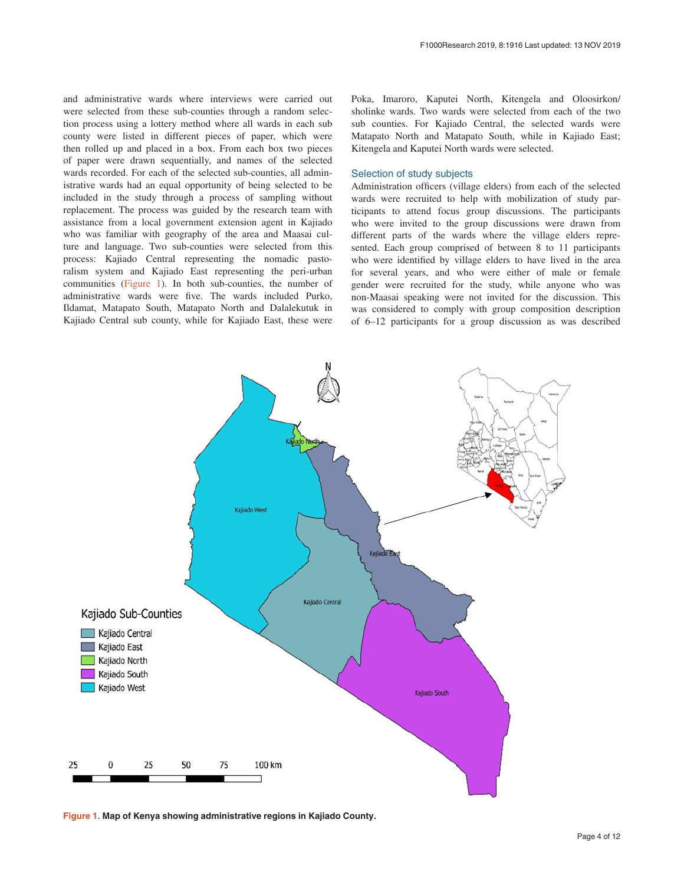and administrative wards where interviews were carried out were selected from these sub-counties through a random selection process using a lottery method where all wards in each sub county were listed in different pieces of paper, which were then rolled up and placed in a box. From each box two pieces of paper were drawn sequentially, and names of the selected wards recorded. For each of the selected sub-counties, all administrative wards had an equal opportunity of being selected to be included in the study through a process of sampling without replacement. The process was guided by the research team with assistance from a local government extension agent in Kajiado who was familiar with geography of the area and Maasai culture and language. Two sub-counties were selected from this process: Kajiado Central representing the nomadic pastoralism system and Kajiado East representing the peri-urban communities (Figure 1). In both sub-counties, the number of administrative wards were five. The wards included Purko, Ildamat, Matapato South, Matapato North and Dalalekutuk in Kajiado Central sub county, while for Kajiado East, these were Poka, Imaroro, Kaputei North, Kitengela and Oloosirkon/sholinke wards. Two wards were selected from each of the two sub counties. For Kajiado Central, the selected wards were Matapato North and Matapato South, while in Kajiado East; Kitengela and Kaputei North wards were selected.

### Selection of study subjects

Administration officers (village elders) from each of the selected wards were recruited to help with mobilization of study participants to attend focus group discussions. The participants who were invited to the group discussions were drawn from different parts of the wards where the village elders represented. Each group comprised of between 8 to 11 participants who were identified by village elders to have lived in the area for several years, and who were either of male or female gender were recruited for the study, while anyone who was non-Maasai speaking were not invited for the discussion. This was considered to comply with group composition description of 6–12 participants for a group discussion as was described

**Figure 1. Map of Kenya showing administrative regions in Kajiado County.**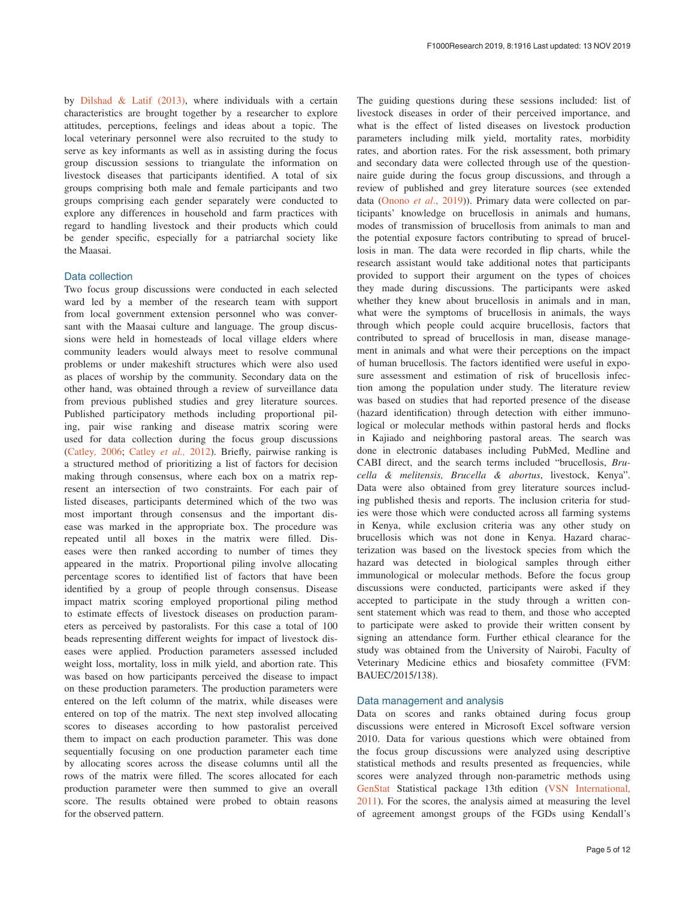by Dilshad & Latif (2013), where individuals with a certain characteristics are brought together by a researcher to explore attitudes, perceptions, feelings and ideas about a topic. The local veterinary personnel were also recruited to the study to serve as key informants as well as in assisting during the focus group discussion sessions to triangulate the information on livestock diseases that participants identified. A total of six groups comprising both male and female participants and two groups comprising each gender separately were conducted to explore any differences in household and farm practices with regard to handling livestock and their products which could be gender specific, especially for a patriarchal society like the Maasai.

### Data collection

Two focus group discussions were conducted in each selected ward led by a member of the research team with support from local government extension personnel who was conversant with the Maasai culture and language. The group discussions were held in homesteads of local village elders where community leaders would always meet to resolve communal problems or under makeshift structures which were also used as places of worship by the community. Secondary data on the other hand, was obtained through a review of surveillance data from previous published studies and grey literature sources. Published participatory methods including proportional piling, pair wise ranking and disease matrix scoring were used for data collection during the focus group discussions (Catley, 2006; Catley *et al.,* 2012). Briefly, pairwise ranking is a structured method of prioritizing a list of factors for decision making through consensus, where each box on a matrix represent an intersection of two constraints. For each pair of listed diseases, participants determined which of the two was most important through consensus and the important disease was marked in the appropriate box. The procedure was repeated until all boxes in the matrix were filled. Diseases were then ranked according to number of times they appeared in the matrix. Proportional piling involve allocating percentage scores to identified list of factors that have been identified by a group of people through consensus. Disease impact matrix scoring employed proportional piling method to estimate effects of livestock diseases on production parameters as perceived by pastoralists. For this case a total of 100 beads representing different weights for impact of livestock diseases were applied. Production parameters assessed included weight loss, mortality, loss in milk yield, and abortion rate. This was based on how participants perceived the disease to impact on these production parameters. The production parameters were entered on the left column of the matrix, while diseases were entered on top of the matrix. The next step involved allocating scores to diseases according to how pastoralist perceived them to impact on each production parameter. This was done sequentially focusing on one production parameter each time by allocating scores across the disease columns until all the rows of the matrix were filled. The scores allocated for each production parameter were then summed to give an overall score. The results obtained were probed to obtain reasons for the observed pattern.

The guiding questions during these sessions included: list of livestock diseases in order of their perceived importance, and what is the effect of listed diseases on livestock production parameters including milk yield, mortality rates, morbidity rates, and abortion rates. For the risk assessment, both primary and secondary data were collected through use of the questionnaire guide during the focus group discussions, and through a review of published and grey literature sources (see extended data (Onono *et al.,* 2019)). Primary data were collected on participants' knowledge on brucellosis in animals and humans, modes of transmission of brucellosis from animals to man and the potential exposure factors contributing to spread of brucellosis in man. The data were recorded in flip charts, while the research assistant would take additional notes that participants provided to support their argument on the types of choices they made during discussions. The participants were asked whether they knew about brucellosis in animals and in man, what were the symptoms of brucellosis in animals, the ways through which people could acquire brucellosis, factors that contributed to spread of brucellosis in man, disease management in animals and what were their perceptions on the impact of human brucellosis. The factors identified were useful in exposure assessment and estimation of risk of brucellosis infection among the population under study. The literature review was based on studies that had reported presence of the disease (hazard identification) through detection with either immunological or molecular methods within pastoral herds and flocks in Kajiado and neighboring pastoral areas. The search was done in electronic databases including PubMed, Medline and CABI direct, and the search terms included "brucellosis, *Brucella & melitensis, Brucella & abortus*, livestock, Kenya". Data were also obtained from grey literature sources including published thesis and reports. The inclusion criteria for studies were those which were conducted across all farming systems in Kenya, while exclusion criteria was any other study on brucellosis which was not done in Kenya. Hazard characterization was based on the livestock species from which the hazard was detected in biological samples through either immunological or molecular methods. Before the focus group discussions were conducted, participants were asked if they accepted to participate in the study through a written consent statement which was read to them, and those who accepted to participate were asked to provide their written consent by signing an attendance form. Further ethical clearance for the study was obtained from the University of Nairobi, Faculty of Veterinary Medicine ethics and biosafety committee (FVM: BAUEC/2015/138).

### Data management and analysis

Data on scores and ranks obtained during focus group discussions were entered in Microsoft Excel software version 2010. Data for various questions which were obtained from the focus group discussions were analyzed using descriptive statistical methods and results presented as frequencies, while scores were analyzed through non-parametric methods using GenStat Statistical package 13th edition (VSN International, 2011). For the scores, the analysis aimed at measuring the level of agreement amongst groups of the FGDs using Kendall's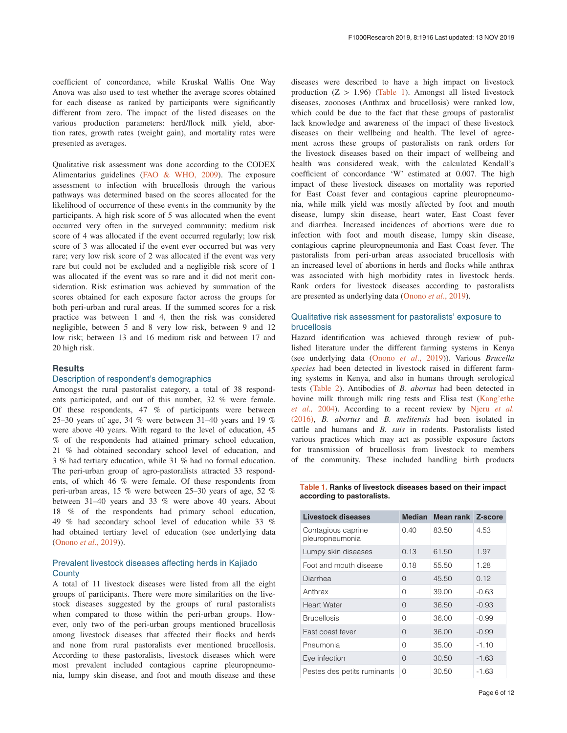coefficient of concordance, while Kruskal Wallis One Way Anova was also used to test whether the average scores obtained for each disease as ranked by participants were significantly different from zero. The impact of the listed diseases on the various production parameters: herd/flock milk yield, abortion rates, growth rates (weight gain), and mortality rates were presented as averages.

Qualitative risk assessment was done according to the CODEX Alimentarius guidelines (FAO & WHO, 2009). The exposure assessment to infection with brucellosis through the various pathways was determined based on the scores allocated for the likelihood of occurrence of these events in the community by the participants. A high risk score of 5 was allocated when the event occurred very often in the surveyed community; medium risk score of 4 was allocated if the event occurred regularly; low risk score of 3 was allocated if the event ever occurred but was very rare; very low risk score of 2 was allocated if the event was very rare but could not be excluded and a negligible risk score of 1 was allocated if the event was so rare and it did not merit consideration. Risk estimation was achieved by summation of the scores obtained for each exposure factor across the groups for both peri-urban and rural areas. If the summed scores for a risk practice was between 1 and 4, then the risk was considered negligible, between 5 and 8 very low risk, between 9 and 12 low risk; between 13 and 16 medium risk and between 17 and 20 high risk.

## Results

### Description of respondent's demographics

Amongst the rural pastoralist category, a total of 38 respondents participated, and out of this number, 32 % were female. Of these respondents, 47 % of participants were between 25–30 years of age, 34 % were between 31–40 years and 19 % were above 40 years. With regard to the level of education, 45 % of the respondents had attained primary school education, 21 % had obtained secondary school level of education, and 3 % had tertiary education, while 31 % had no formal education. The peri-urban group of agro-pastoralists attracted 33 respondents, of which 46 % were female. Of these respondents from peri-urban areas, 15 % were between 25–30 years of age, 52 % between 31–40 years and 33 % were above 40 years. About 18 % of the respondents had primary school education, 49 % had secondary school level of education while 33 % had obtained tertiary level of education (see underlying data (Onono *et al*., 2019)).

### Prevalent livestock diseases affecting herds in Kajiado County

A total of 11 livestock diseases were listed from all the eight groups of participants. There were more similarities on the livestock diseases suggested by the groups of rural pastoralists when compared to those within the peri-urban groups. However, only two of the peri-urban groups mentioned brucellosis among livestock diseases that affected their flocks and herds and none from rural pastoralists ever mentioned brucellosis. According to these pastoralists, livestock diseases which were most prevalent included contagious caprine pleuropneumonia, lumpy skin disease, and foot and mouth disease and these diseases were described to have a high impact on livestock production (Z > 1.96) (Table 1). Amongst all listed livestock diseases, zoonoses (Anthrax and brucellosis) were ranked low, which could be due to the fact that these groups of pastoralist lack knowledge and awareness of the impact of these livestock diseases on their wellbeing and health. The level of agreement across these groups of pastoralists on rank orders for the livestock diseases based on their impact of wellbeing and health was considered weak, with the calculated Kendall's coefficient of concordance 'W' estimated at 0.007. The high impact of these livestock diseases on mortality was reported for East Coast fever and contagious caprine pleuropneumonia, while milk yield was mostly affected by foot and mouth disease, lumpy skin disease, heart water, East Coast fever and diarrhea. Increased incidences of abortions were due to infection with foot and mouth disease, lumpy skin disease, contagious caprine pleuropneumonia and East Coast fever. The pastoralists from peri-urban areas associated brucellosis with an increased level of abortions in herds and flocks while anthrax was associated with high morbidity rates in livestock herds. Rank orders for livestock diseases according to pastoralists are presented as underlying data (Onono *et al*., 2019).

**Table 1. Ranks of livestock diseases based on their impact according to pastoralists.**

| Livestock diseases | Median | Mean rank | Z-score |
|---|---|---|---|
| Contagious caprine pleuropneumonia | 0.40 | 83.50 | 4.53 |
| Lumpy skin diseases | 0.13 | 61.50 | 1.97 |
| Foot and mouth disease | 0.18 | 55.50 | 1.28 |
| Diarrhea | 0 | 45.50 | 0.12 |
| Anthrax | 0 | 39.00 | -0.63 |
| Heart Water | 0 | 36.50 | -0.93 |
| Brucellosis | 0 | 36.00 | -0.99 |
| East coast fever | 0 | 36.00 | -0.99 |
| Pneumonia | 0 | 35.00 | -1.10 |
| Eye infection | 0 | 30.50 | -1.63 |
| Pestes des petits ruminants | 0 | 30.50 | -1.63 |

### Qualitative risk assessment for pastoralists' exposure to brucellosis

Hazard identification was achieved through review of published literature under the different farming systems in Kenya (see underlying data (Onono *et al*., 2019)). Various *Brucella species* had been detected in livestock raised in different farming systems in Kenya, and also in humans through serological tests (Table 2). Antibodies of *B. abortus* had been detected in bovine milk through milk ring tests and Elisa test (Kang'ethe *et al.,* 2004). According to a recent review by Njeru *et al.* (2016), *B. abortus* and *B. melitensis* had been isolated in cattle and humans and *B. suis* in rodents. Pastoralists listed various practices which may act as possible exposure factors for transmission of brucellosis from livestock to members of the community. These included handling birth products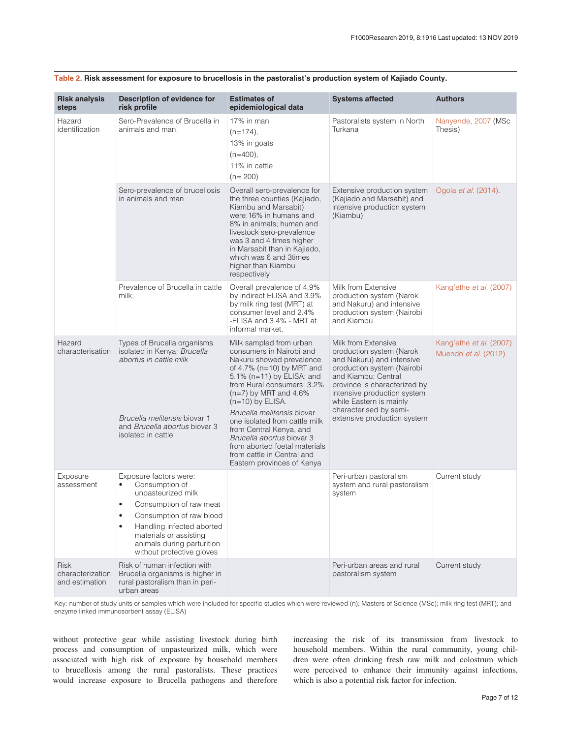**Table 2. Risk assessment for exposure to brucellosis in the pastoralist's production system of Kajiado County.**

| Risk analysis steps | Description of evidence for risk profile | Estimates of epidemiological data | Systems affected | Authors |
|---|---|---|---|---|
| Hazard identification | Sero-Prevalence of Brucella in animals and man. | 17% in man (n=174), 13% in goats (n=400), 11% in cattle (n= 200) | Pastoralists system in North Turkana | Nanyende, 2007 (MSc Thesis) |
| | Sero-prevalence of brucellosis in animals and man | Overall sero-prevalence for the three counties (Kajiado, Kiambu and Marsabit) were:16% in humans and 8% in animals; human and livestock sero-prevalence was 3 and 4 times higher in Marsabit than in Kajiado, which was 6 and 3times higher than Kiambu respectively | Extensive production system (Kajiado and Marsabit) and intensive production system (Kiambu) | Ogola *et al.* (2014). |
| | Prevalence of Brucella in cattle milk; | Overall prevalence of 4.9% by indirect ELISA and 3.9% by milk ring test (MRT) at consumer level and 2.4% -ELISA and 3.4% - MRT at informal market. | Milk from Extensive production system (Narok and Nakuru) and intensive production system (Nairobi and Kiambu | Kang'ethe *et al.* (2007) |
| Hazard characterisation | Types of Brucella organisms isolated in Kenya: *Brucella abortus in cattle milk*<br><br>*Brucella melitensis* biovar 1 and *Brucella abortus* biovar 3 isolated in cattle | Milk sampled from urban consumers in Nairobi and Nakuru showed prevalence of 4.7% (n=10) by MRT and 5.1% (n=11) by ELISA; and from Rural consumers: 3.2% (n=7) by MRT and 4.6% (n=10) by ELISA.<br>*Brucella melitensis* biovar one isolated from cattle milk from Central Kenya, and *Brucella abortus* biovar 3 from aborted foetal materials from cattle in Central and Eastern provinces of Kenya | Milk from Extensive production system (Narok and Nakuru) and intensive production system (Nairobi and Kiambu; Central province is characterized by intensive production system while Eastern is mainly characterised by semi-extensive production system | Kang'ethe *et al.* (2007)<br>Muendo *et al.* (2012) |
| Exposure assessment | Exposure factors were:<br>• Consumption of unpasteurized milk<br>• Consumption of raw meat<br>• Consumption of raw blood<br>• Handling infected aborted materials or assisting animals during parturition without protective gloves | | Peri-urban pastoralism system and rural pastoralism system | Current study |
| Risk characterization and estimation | Risk of human infection with Brucella organisms is higher in rural pastoralism than in peri-urban areas | | Peri-urban areas and rural pastoralism system | Current study |

Key: number of study units or samples which were included for specific studies which were reviewed (n); Masters of Science (MSc); milk ring test (MRT); and enzyme linked immunosorbent assay (ELISA)

without protective gear while assisting livestock during birth process and consumption of unpasteurized milk, which were associated with high risk of exposure by household members to brucellosis among the rural pastoralists. These practices would increase exposure to Brucella pathogens and therefore increasing the risk of its transmission from livestock to household members. Within the rural community, young children were often drinking fresh raw milk and colostrum which were perceived to enhance their immunity against infections, which is also a potential risk factor for infection.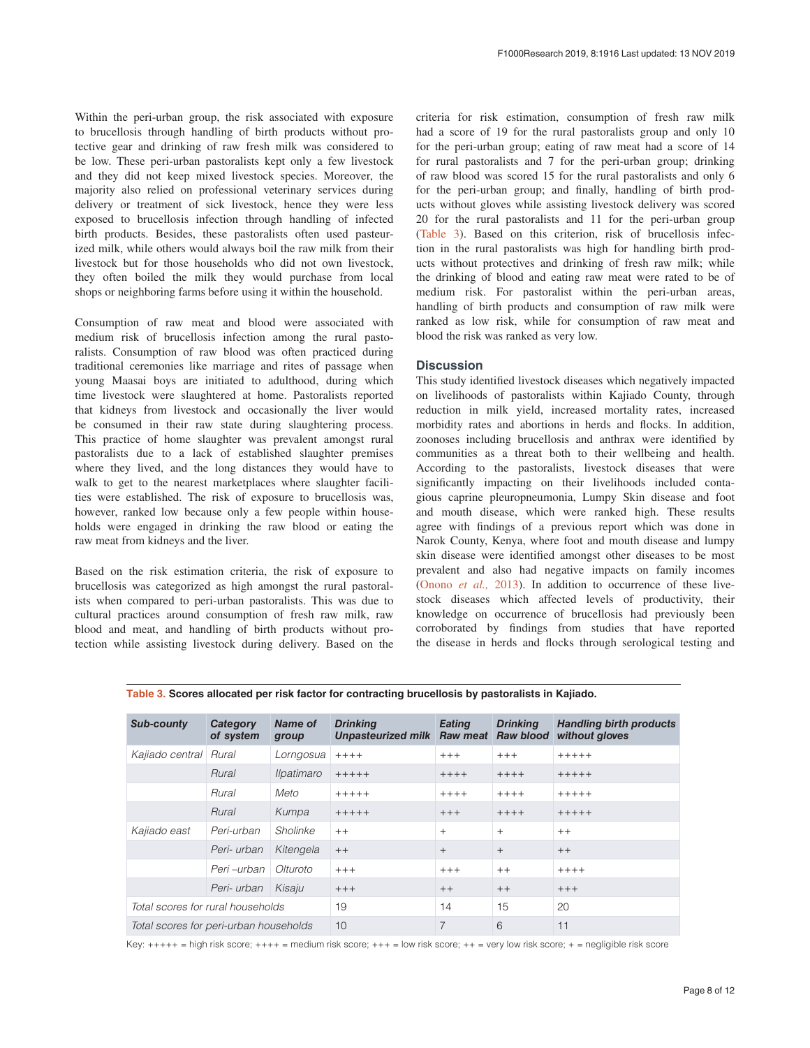Within the peri-urban group, the risk associated with exposure to brucellosis through handling of birth products without protective gear and drinking of raw fresh milk was considered to be low. These peri-urban pastoralists kept only a few livestock and they did not keep mixed livestock species. Moreover, the majority also relied on professional veterinary services during delivery or treatment of sick livestock, hence they were less exposed to brucellosis infection through handling of infected birth products. Besides, these pastoralists often used pasteurized milk, while others would always boil the raw milk from their livestock but for those households who did not own livestock, they often boiled the milk they would purchase from local shops or neighboring farms before using it within the household.

Consumption of raw meat and blood were associated with medium risk of brucellosis infection among the rural pastoralists. Consumption of raw blood was often practiced during traditional ceremonies like marriage and rites of passage when young Maasai boys are initiated to adulthood, during which time livestock were slaughtered at home. Pastoralists reported that kidneys from livestock and occasionally the liver would be consumed in their raw state during slaughtering process. This practice of home slaughter was prevalent amongst rural pastoralists due to a lack of established slaughter premises where they lived, and the long distances they would have to walk to get to the nearest marketplaces where slaughter facilities were established. The risk of exposure to brucellosis was, however, ranked low because only a few people within households were engaged in drinking the raw blood or eating the raw meat from kidneys and the liver.

Based on the risk estimation criteria, the risk of exposure to brucellosis was categorized as high amongst the rural pastoralists when compared to peri-urban pastoralists. This was due to cultural practices around consumption of fresh raw milk, raw blood and meat, and handling of birth products without protection while assisting livestock during delivery. Based on the criteria for risk estimation, consumption of fresh raw milk had a score of 19 for the rural pastoralists group and only 10 for the peri-urban group; eating of raw meat had a score of 14 for rural pastoralists and 7 for the peri-urban group; drinking of raw blood was scored 15 for the rural pastoralists and only 6 for the peri-urban group; and finally, handling of birth products without gloves while assisting livestock delivery was scored 20 for the rural pastoralists and 11 for the peri-urban group (Table 3). Based on this criterion, risk of brucellosis infection in the rural pastoralists was high for handling birth products without protectives and drinking of fresh raw milk; while the drinking of blood and eating raw meat were rated to be of medium risk. For pastoralist within the peri-urban areas, handling of birth products and consumption of raw milk were ranked as low risk, while for consumption of raw meat and blood the risk was ranked as very low.

## Discussion

This study identified livestock diseases which negatively impacted on livelihoods of pastoralists within Kajiado County, through reduction in milk yield, increased mortality rates, increased morbidity rates and abortions in herds and flocks. In addition, zoonoses including brucellosis and anthrax were identified by communities as a threat both to their wellbeing and health. According to the pastoralists, livestock diseases that were significantly impacting on their livelihoods included contagious caprine pleuropneumonia, Lumpy Skin disease and foot and mouth disease, which were ranked high. These results agree with findings of a previous report which was done in Narok County, Kenya, where foot and mouth disease and lumpy skin disease were identified amongst other diseases to be most prevalent and also had negative impacts on family incomes (Onono *et al.*, 2013). In addition to occurrence of these livestock diseases which affected levels of productivity, their knowledge on occurrence of brucellosis had previously been corroborated by findings from studies that have reported the disease in herds and flocks through serological testing and

**Table 3. Scores allocated per risk factor for contracting brucellosis by pastoralists in Kajiado.**

| Sub-county | Category of system | Name of group | Drinking Unpasteurized milk | Eating Raw meat | Drinking Raw blood | Handling birth products without gloves |
|---|---|---|---|---|---|---|
| Kajiado central | Rural | Lorngosua | ++++ | +++ | +++ | +++++ |
| | Rural | Ilpatimaro | +++++ | ++++ | ++++ | +++++ |
| | Rural | Meto | +++++ | ++++ | ++++ | +++++ |
| | Rural | Kumpa | +++++ | +++ | ++++ | +++++ |
| Kajiado east | Peri-urban | Sholinke | ++ | + | + | ++ |
| | Peri- urban | Kitengela | ++ | + | + | ++ |
| | Peri –urban | Olturoto | +++ | +++ | ++ | ++++ |
| | Peri- urban | Kisaju | +++ | ++ | ++ | +++ |
| Total scores for rural households | | | 19 | 14 | 15 | 20 |
| Total scores for peri-urban households | | | 10 | 7 | 6 | 11 |

Key: +++++ = high risk score; ++++ = medium risk score; +++ = low risk score; ++ = very low risk score; + = negligible risk score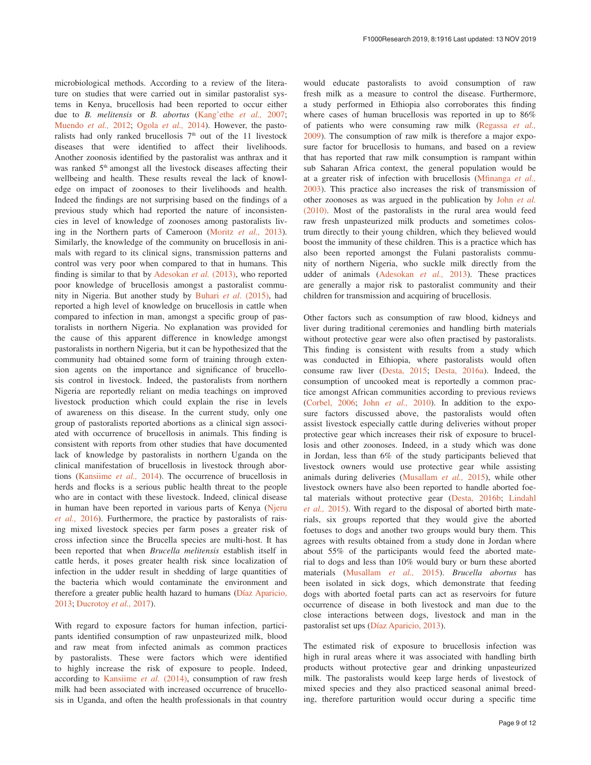microbiological methods. According to a review of the literature on studies that were carried out in similar pastoralist systems in Kenya, brucellosis had been reported to occur either due to *B. melitensis* or *B. abortus* (Kang'ethe *et al.,* 2007; Muendo *et al.,* 2012; Ogola *et al.,* 2014). However, the pastoralists had only ranked brucellosis 7th out of the 11 livestock diseases that were identified to affect their livelihoods. Another zoonosis identified by the pastoralist was anthrax and it was ranked 5th amongst all the livestock diseases affecting their wellbeing and health. These results reveal the lack of knowledge on impact of zoonoses to their livelihoods and health. Indeed the findings are not surprising based on the findings of a previous study which had reported the nature of inconsistencies in level of knowledge of zoonoses among pastoralists living in the Northern parts of Cameroon (Moritz *et al.,* 2013). Similarly, the knowledge of the community on brucellosis in animals with regard to its clinical signs, transmission patterns and control was very poor when compared to that in humans. This finding is similar to that by Adesokan *et al.* (2013), who reported poor knowledge of brucellosis amongst a pastoralist community in Nigeria. But another study by Buhari *et al*. (2015), had reported a high level of knowledge on brucellosis in cattle when compared to infection in man, amongst a specific group of pastoralists in northern Nigeria. No explanation was provided for the cause of this apparent difference in knowledge amongst pastoralists in northern Nigeria, but it can be hypothesized that the community had obtained some form of training through extension agents on the importance and significance of brucellosis control in livestock. Indeed, the pastoralists from northern Nigeria are reportedly reliant on media teachings on improved livestock production which could explain the rise in levels of awareness on this disease. In the current study, only one group of pastoralists reported abortions as a clinical sign associated with occurrence of brucellosis in animals. This finding is consistent with reports from other studies that have documented lack of knowledge by pastoralists in northern Uganda on the clinical manifestation of brucellosis in livestock through abortions (Kansiime *et al.,* 2014). The occurrence of brucellosis in herds and flocks is a serious public health threat to the people who are in contact with these livestock. Indeed, clinical disease in human have been reported in various parts of Kenya (Njeru *et al.,* 2016). Furthermore, the practice by pastoralists of raising mixed livestock species per farm poses a greater risk of cross infection since the Brucella species are multi-host. It has been reported that when *Brucella melitensis* establish itself in cattle herds, it poses greater health risk since localization of infection in the udder result in shedding of large quantities of the bacteria which would contaminate the environment and therefore a greater public health hazard to humans (Díaz Aparicio, 2013; Ducrotoy *et al.,* 2017).

With regard to exposure factors for human infection, participants identified consumption of raw unpasteurized milk, blood and raw meat from infected animals as common practices by pastoralists. These were factors which were identified to highly increase the risk of exposure to people. Indeed, according to Kansiime *et al.* (2014), consumption of raw fresh milk had been associated with increased occurrence of brucellosis in Uganda, and often the health professionals in that country would educate pastoralists to avoid consumption of raw fresh milk as a measure to control the disease. Furthermore, a study performed in Ethiopia also corroborates this finding where cases of human brucellosis was reported in up to 86% of patients who were consuming raw milk (Regassa *et al.,* 2009). The consumption of raw milk is therefore a major exposure factor for brucellosis to humans, and based on a review that has reported that raw milk consumption is rampant within sub Saharan Africa context, the general population would be at a greater risk of infection with brucellosis (Mfinanga *et al.,* 2003). This practice also increases the risk of transmission of other zoonoses as was argued in the publication by John *et al.* (2010). Most of the pastoralists in the rural area would feed raw fresh unpasteurized milk products and sometimes colostrum directly to their young children, which they believed would boost the immunity of these children. This is a practice which has also been reported amongst the Fulani pastoralists community of northern Nigeria, who suckle milk directly from the udder of animals (Adesokan *et al.,* 2013). These practices are generally a major risk to pastoralist community and their children for transmission and acquiring of brucellosis.

Other factors such as consumption of raw blood, kidneys and liver during traditional ceremonies and handling birth materials without protective gear were also often practised by pastoralists. This finding is consistent with results from a study which was conducted in Ethiopia, where pastoralists would often consume raw liver (Desta, 2015; Desta, 2016a). Indeed, the consumption of uncooked meat is reportedly a common practice amongst African communities according to previous reviews (Corbel, 2006; John *et al.,* 2010). In addition to the exposure factors discussed above, the pastoralists would often assist livestock especially cattle during deliveries without proper protective gear which increases their risk of exposure to brucellosis and other zoonoses. Indeed, in a study which was done in Jordan, less than 6% of the study participants believed that livestock owners would use protective gear while assisting animals during deliveries (Musallam *et al.,* 2015), while other livestock owners have also been reported to handle aborted foetal materials without protective gear (Desta, 2016b; Lindahl *et al.,* 2015). With regard to the disposal of aborted birth materials, six groups reported that they would give the aborted foetuses to dogs and another two groups would bury them. This agrees with results obtained from a study done in Jordan where about 55% of the participants would feed the aborted material to dogs and less than 10% would bury or burn these aborted materials (Musallam *et al.,* 2015). *Brucella abortus* has been isolated in sick dogs, which demonstrate that feeding dogs with aborted foetal parts can act as reservoirs for future occurrence of disease in both livestock and man due to the close interactions between dogs, livestock and man in the pastoralist set ups (Díaz Aparicio, 2013).

The estimated risk of exposure to brucellosis infection was high in rural areas where it was associated with handling birth products without protective gear and drinking unpasteurized milk. The pastoralists would keep large herds of livestock of mixed species and they also practiced seasonal animal breeding, therefore parturition would occur during a specific time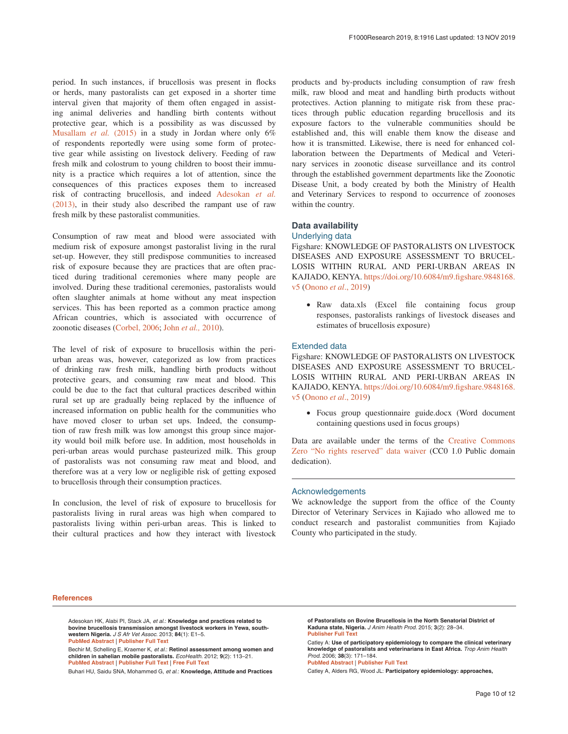period. In such instances, if brucellosis was present in flocks or herds, many pastoralists can get exposed in a shorter time interval given that majority of them often engaged in assisting animal deliveries and handling birth contents without protective gear, which is a possibility as was discussed by Musallam *et al.* (2015) in a study in Jordan where only 6% of respondents reportedly were using some form of protective gear while assisting on livestock delivery. Feeding of raw fresh milk and colostrum to young children to boost their immunity is a practice which requires a lot of attention, since the consequences of this practices exposes them to increased risk of contracting brucellosis, and indeed Adesokan *et al.* (2013), in their study also described the rampant use of raw fresh milk by these pastoralist communities.

Consumption of raw meat and blood were associated with medium risk of exposure amongst pastoralist living in the rural set-up. However, they still predispose communities to increased risk of exposure because they are practices that are often practiced during traditional ceremonies where many people are involved. During these traditional ceremonies, pastoralists would often slaughter animals at home without any meat inspection services. This has been reported as a common practice among African countries, which is associated with occurrence of zoonotic diseases (Corbel, 2006; John *et al.,* 2010).

The level of risk of exposure to brucellosis within the peri-urban areas was, however, categorized as low from practices of drinking raw fresh milk, handling birth products without protective gears, and consuming raw meat and blood. This could be due to the fact that cultural practices described within rural set up are gradually being replaced by the influence of increased information on public health for the communities who have moved closer to urban set ups. Indeed, the consumption of raw fresh milk was low amongst this group since majority would boil milk before use. In addition, most households in peri-urban areas would purchase pasteurized milk. This group of pastoralists was not consuming raw meat and blood, and therefore was at a very low or negligible risk of getting exposed to brucellosis through their consumption practices.

In conclusion, the level of risk of exposure to brucellosis for pastoralists living in rural areas was high when compared to pastoralists living within peri-urban areas. This is linked to their cultural practices and how they interact with livestock products and by-products including consumption of raw fresh milk, raw blood and meat and handling birth products without protectives. Action planning to mitigate risk from these practices through public education regarding brucellosis and its exposure factors to the vulnerable communities should be established and, this will enable them know the disease and how it is transmitted. Likewise, there is need for enhanced collaboration between the Departments of Medical and Veterinary services in zoonotic disease surveillance and its control through the established government departments like the Zoonotic Disease Unit, a body created by both the Ministry of Health and Veterinary Services to respond to occurrence of zoonoses within the country.

## Data availability

### Underlying data

Figshare: KNOWLEDGE OF PASTORALISTS ON LIVESTOCK DISEASES AND EXPOSURE ASSESSMENT TO BRUCELLOSIS WITHIN RURAL AND PERI-URBAN AREAS IN KAJIADO, KENYA. https://doi.org/10.6084/m9.figshare.9848168.v5 (Onono *et al.*, 2019)

- Raw data.xls (Excel file containing focus group responses, pastoralists rankings of livestock diseases and estimates of brucellosis exposure)

### Extended data

Figshare: KNOWLEDGE OF PASTORALISTS ON LIVESTOCK DISEASES AND EXPOSURE ASSESSMENT TO BRUCELLOSIS WITHIN RURAL AND PERI-URBAN AREAS IN KAJIADO, KENYA. https://doi.org/10.6084/m9.figshare.9848168.v5 (Onono *et al.*, 2019)

- Focus group questionnaire guide.docx (Word document containing questions used in focus groups)

Data are available under the terms of the Creative Commons Zero "No rights reserved" data waiver (CC0 1.0 Public domain dedication).

## Acknowledgements

We acknowledge the support from the office of the County Director of Veterinary Services in Kajiado who allowed me to conduct research and pastoralist communities from Kajiado County who participated in the study.

## References

Adesokan HK, Alabi PI, Stack JA, *et al.*: **Knowledge and practices related to bovine brucellosis transmission amongst livestock workers in Yewa, south-western Nigeria.** *J S Afr Vet Assoc.* 2013; **84**(1): E1–5.
PubMed Abstract | Publisher Full Text

Bechir M, Schelling E, Kraemer K, *et al.*: **Retinol assessment among women and children in sahelian mobile pastoralists.** *EcoHealth.* 2012; **9**(2): 113–21.
PubMed Abstract | Publisher Full Text | Free Full Text

Buhari HU, Saidu SNA, Mohammed G, *et al.*: **Knowledge, Attitude and Practices of Pastoralists on Bovine Brucellosis in the North Senatorial District of Kaduna state, Nigeria.** *J Anim Health Prod.* 2015; **3**(2): 28–34.
Publisher Full Text

Catley A: **Use of participatory epidemiology to compare the clinical veterinary knowledge of pastoralists and veterinarians in East Africa.** *Trop Anim Health Prod.* 2006; **38**(3): 171–184.
PubMed Abstract | Publisher Full Text

Catley A, Alders RG, Wood JL: **Participatory epidemiology: approaches,**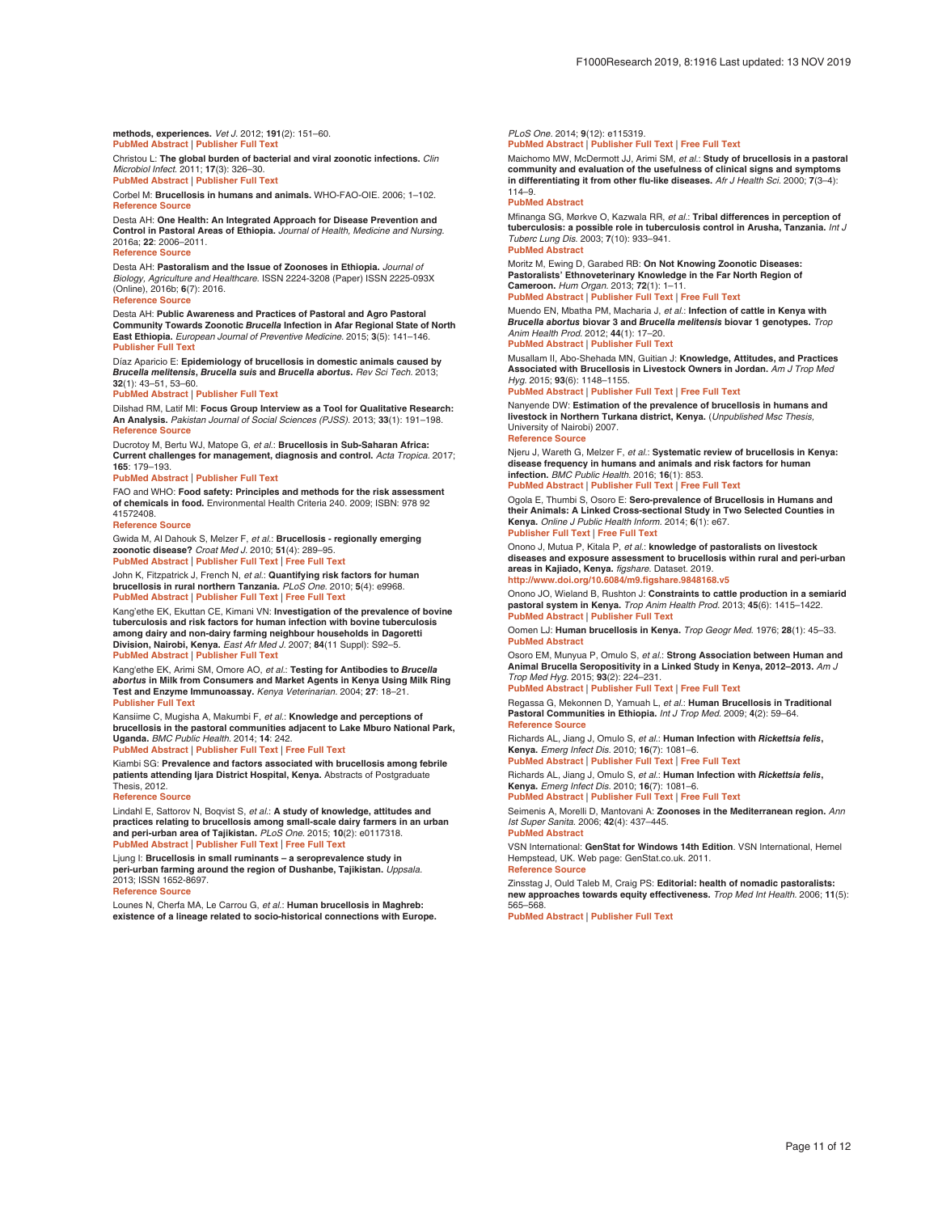methods, experiences. *Vet J.* 2012; **191**(2): 151–60.
PubMed Abstract | Publisher Full Text

Christou L: **The global burden of bacterial and viral zoonotic infections.** *Clin Microbiol Infect.* 2011; **17**(3): 326–30.
PubMed Abstract | Publisher Full Text

Corbel M: **Brucellosis in humans and animals.** WHO-FAO-OIE. 2006; 1–102.
Reference Source

Desta AH: **One Health: An Integrated Approach for Disease Prevention and Control in Pastoral Areas of Ethiopia.** *Journal of Health, Medicine and Nursing.* 2016a; **22**: 2006–2011.
Reference Source

Desta AH: **Pastoralism and the Issue of Zoonoses in Ethiopia.** *Journal of Biology, Agriculture and Healthcare.* ISSN 2224-3208 (Paper) ISSN 2225-093X (Online), 2016b; **6**(7): 2016.
Reference Source

Desta AH: **Public Awareness and Practices of Pastoral and Agro Pastoral Community Towards Zoonotic *Brucella* Infection in Afar Regional State of North East Ethiopia.** *European Journal of Preventive Medicine.* 2015; **3**(5): 141–146.
Publisher Full Text

Díaz Aparicio E: **Epidemiology of brucellosis in domestic animals caused by *Brucella melitensis*, *Brucella suis* and *Brucella abortus*.** *Rev Sci Tech.* 2013; **32**(1): 43–51, 53–60.
PubMed Abstract | Publisher Full Text

Dilshad RM, Latif MI: **Focus Group Interview as a Tool for Qualitative Research: An Analysis.** *Pakistan Journal of Social Sciences (PJSS).* 2013; **33**(1): 191–198.
Reference Source

Ducrotoy M, Bertu WJ, Matope G, *et al.*: **Brucellosis in Sub-Saharan Africa: Current challenges for management, diagnosis and control.** *Acta Tropica.* 2017; **165**: 179–193.
PubMed Abstract | Publisher Full Text

FAO and WHO: **Food safety: Principles and methods for the risk assessment of chemicals in food.** Environmental Health Criteria 240. 2009; ISBN: 978 92 41572408.
Reference Source

Gwida M, Al Dahouk S, Melzer F, *et al.*: **Brucellosis - regionally emerging zoonotic disease?** *Croat Med J.* 2010; **51**(4): 289–95.
PubMed Abstract | Publisher Full Text | Free Full Text

John K, Fitzpatrick J, French N, *et al.*: **Quantifying risk factors for human brucellosis in rural northern Tanzania.** *PLoS One.* 2010; **5**(4): e9968.
PubMed Abstract | Publisher Full Text | Free Full Text

Kang'ethe EK, Ekuttan CE, Kimani VN: **Investigation of the prevalence of bovine tuberculosis and risk factors for human infection with bovine tuberculosis among dairy and non-dairy farming neighbour households in Dagoretti Division, Nairobi, Kenya.** *East Afr Med J.* 2007; **84**(11 Suppl): S92–5.
PubMed Abstract | Publisher Full Text

Kang'ethe EK, Arimi SM, Omore AO, *et al.*: **Testing for Antibodies to *Brucella abortus* in Milk from Consumers and Market Agents in Kenya Using Milk Ring Test and Enzyme Immunoassay.** *Kenya Veterinarian.* 2004; **27**: 18–21.
Publisher Full Text

Kansiime C, Mugisha A, Makumbi F, *et al.*: **Knowledge and perceptions of brucellosis in the pastoral communities adjacent to Lake Mburo National Park, Uganda.** *BMC Public Health.* 2014; **14**: 242.
PubMed Abstract | Publisher Full Text | Free Full Text

Kiambi SG: **Prevalence and factors associated with brucellosis among febrile patients attending Ijara District Hospital, Kenya.** Abstracts of Postgraduate Thesis, 2012.
Reference Source

Lindahl E, Sattorov N, Boqvist S, *et al.*: **A study of knowledge, attitudes and practices relating to brucellosis among small-scale dairy farmers in an urban and peri-urban area of Tajikistan.** *PLoS One.* 2015; **10**(2): e0117318.
PubMed Abstract | Publisher Full Text | Free Full Text

Ljung I: **Brucellosis in small ruminants – a seroprevalence study in peri-urban farming around the region of Dushanbe, Tajikistan.** *Uppsala.* 2013; ISSN 1652-8697.
Reference Source

Lounes N, Cherfa MA, Le Carrou G, *et al.*: **Human brucellosis in Maghreb: existence of a lineage related to socio-historical connections with Europe.** *PLoS One.* 2014; **9**(12): e115319.
PubMed Abstract | Publisher Full Text | Free Full Text

Maichomo MW, McDermott JJ, Arimi SM, *et al.*: **Study of brucellosis in a pastoral community and evaluation of the usefulness of clinical signs and symptoms in differentiating it from other flu-like diseases.** *Afr J Health Sci.* 2000; **7**(3–4): 114–9.
PubMed Abstract

Mfinanga SG, Mørkve O, Kazwala RR, *et al.*: **Tribal differences in perception of tuberculosis: a possible role in tuberculosis control in Arusha, Tanzania.** *Int J Tuberc Lung Dis.* 2003; **7**(10): 933–941.
PubMed Abstract

Moritz M, Ewing D, Garabed RB: **On Not Knowing Zoonotic Diseases: Pastoralists' Ethnoveterinary Knowledge in the Far North Region of Cameroon.** *Hum Organ.* 2013; **72**(1): 1–11.
PubMed Abstract | Publisher Full Text | Free Full Text

Muendo EN, Mbatha PM, Macharia J, *et al.*: **Infection of cattle in Kenya with *Brucella abortus* biovar 3 and *Brucella melitensis* biovar 1 genotypes.** *Trop Anim Health Prod.* 2012; **44**(1): 17–20.
PubMed Abstract | Publisher Full Text

Musallam II, Abo-Shehada MN, Guitian J: **Knowledge, Attitudes, and Practices Associated with Brucellosis in Livestock Owners in Jordan.** *Am J Trop Med Hyg.* 2015; **93**(6): 1148–1155.
PubMed Abstract | Publisher Full Text | Free Full Text

Nanyende DW: **Estimation of the prevalence of brucellosis in humans and livestock in Northern Turkana district, Kenya.** (*Unpublished Msc Thesis*, University of Nairobi) 2007.
Reference Source

Njeru J, Wareth G, Melzer F, *et al.*: **Systematic review of brucellosis in Kenya: disease frequency in humans and animals and risk factors for human infection.** *BMC Public Health.* 2016; **16**(1): 853.
PubMed Abstract | Publisher Full Text | Free Full Text

Ogola E, Thumbi S, Osoro E: **Sero-prevalence of Brucellosis in Humans and their Animals: A Linked Cross-sectional Study in Two Selected Counties in Kenya.** *Online J Public Health Inform.* 2014; **6**(1): e67.
Publisher Full Text | Free Full Text

Onono J, Mutua P, Kitala P, *et al.*: **knowledge of pastoralists on livestock diseases and exposure assessment to brucellosis within rural and peri-urban areas in Kajiado, Kenya.** *figshare.* Dataset. 2019.
http://www.doi.org/10.6084/m9.figshare.9848168.v5

Onono JO, Wieland B, Rushton J: **Constraints to cattle production in a semiarid pastoral system in Kenya.** *Trop Anim Health Prod.* 2013; **45**(6): 1415–1422.
PubMed Abstract | Publisher Full Text

Oomen LJ: **Human brucellosis in Kenya.** *Trop Geogr Med.* 1976; **28**(1): 45–33.
PubMed Abstract

Osoro EM, Munyua P, Omulo S, *et al.*: **Strong Association between Human and Animal Brucella Seropositivity in a Linked Study in Kenya, 2012–2013.** *Am J Trop Med Hyg.* 2015; **93**(2): 224–231.
PubMed Abstract | Publisher Full Text | Free Full Text

Regassa G, Mekonnen D, Yamuah L, *et al.*: **Human Brucellosis in Traditional Pastoral Communities in Ethiopia.** *Int J Trop Med.* 2009; **4**(2): 59–64.
Reference Source

Richards AL, Jiang J, Omulo S, *et al.*: **Human Infection with *Rickettsia felis*, Kenya.** *Emerg Infect Dis.* 2010; **16**(7): 1081–6.
PubMed Abstract | Publisher Full Text | Free Full Text

Richards AL, Jiang J, Omulo S, *et al.*: **Human Infection with *Rickettsia felis*, Kenya.** *Emerg Infect Dis.* 2010; **16**(7): 1081–6.
PubMed Abstract | Publisher Full Text | Free Full Text

Seimenis A, Morelli D, Mantovani A: **Zoonoses in the Mediterranean region.** *Ann Ist Super Sanita.* 2006; **42**(4): 437–445.
PubMed Abstract

VSN International: **GenStat for Windows 14th Edition**. VSN International, Hemel Hempstead, UK. Web page: GenStat.co.uk. 2011.
Reference Source

Zinsstag J, Ould Taleb M, Craig PS: **Editorial: health of nomadic pastoralists: new approaches towards equity effectiveness.** *Trop Med Int Health.* 2006; **11**(5): 565–568.
PubMed Abstract | Publisher Full Text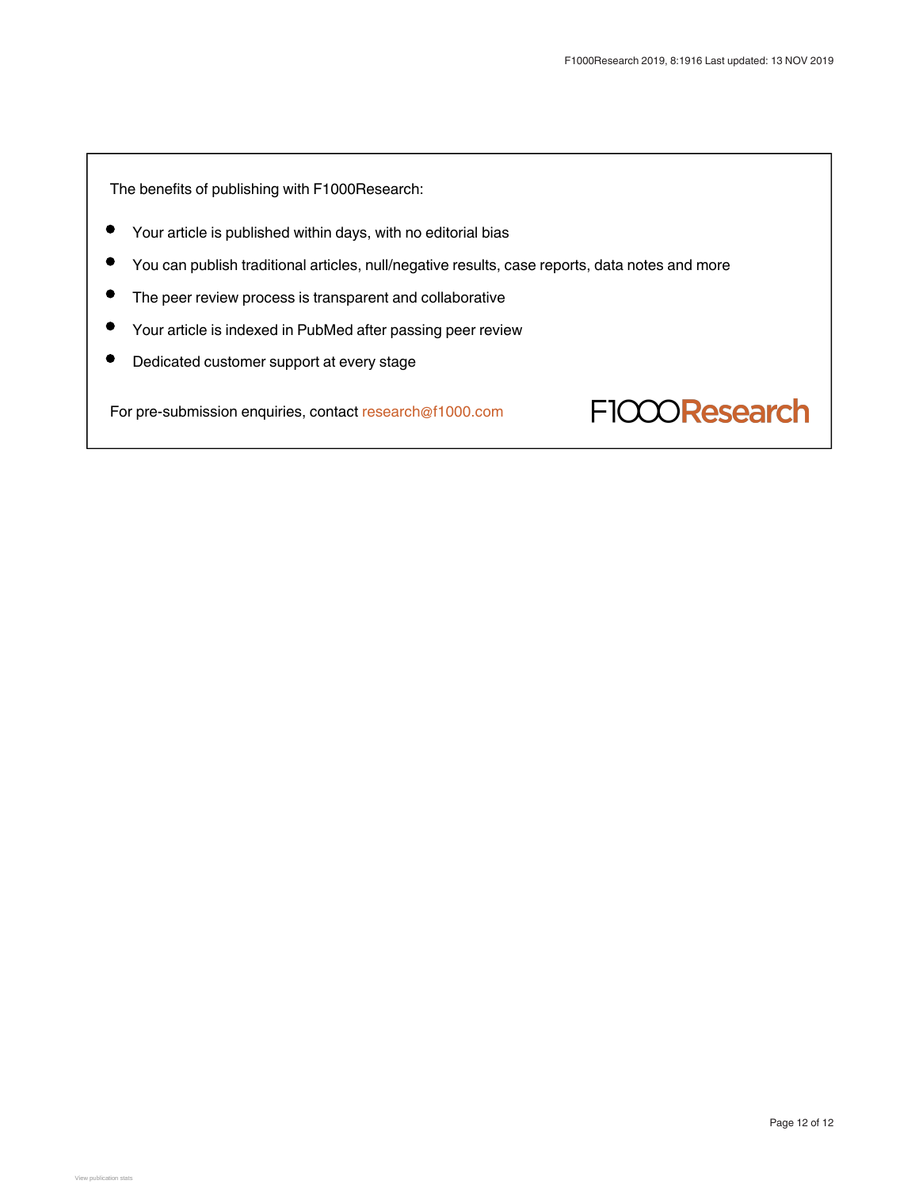The benefits of publishing with F1000Research:

- Your article is published within days, with no editorial bias
- You can publish traditional articles, null/negative results, case reports, data notes and more
- The peer review process is transparent and collaborative
- Your article is indexed in PubMed after passing peer review
- Dedicated customer support at every stage

For pre-submission enquiries, contact research@f1000.com

F1000Research